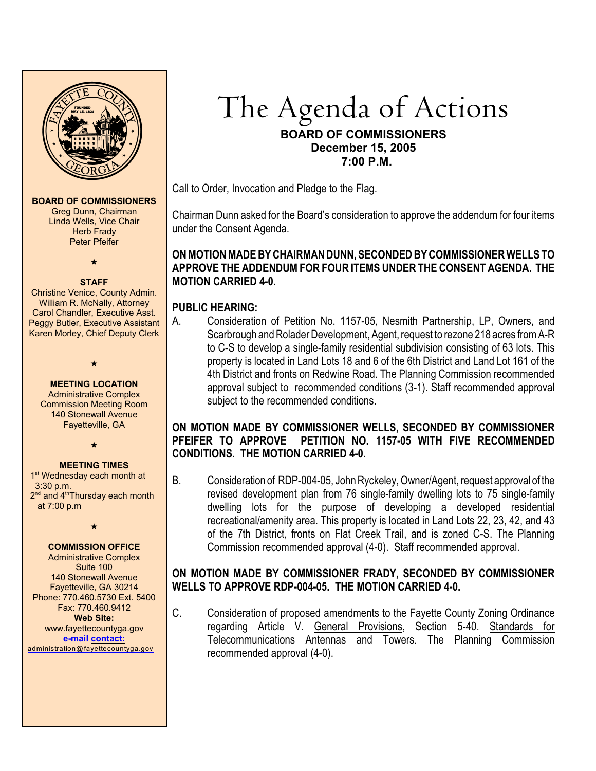# The Agenda of Actions

**BOARD OF COMMISSIONERS**
**December 15, 2005**
**7:00 P.M.**

**BOARD OF COMMISSIONERS**
Greg Dunn, Chairman
Linda Wells, Vice Chair
Herb Frady
Peter Pfeifer

★

**STAFF**
Christine Venice, County Admin.
William R. McNally, Attorney
Carol Chandler, Executive Asst.
Peggy Butler, Executive Assistant
Karen Morley, Chief Deputy Clerk

★

**MEETING LOCATION**
Administrative Complex
Commission Meeting Room
140 Stonewall Avenue
Fayetteville, GA

★

**MEETING TIMES**
1st Wednesday each month at 3:30 p.m.
2nd and 4th Thursday each month at 7:00 p.m

★

**COMMISSION OFFICE**
Administrative Complex
Suite 100
140 Stonewall Avenue
Fayetteville, GA 30214
Phone: 770.460.5730 Ext. 5400
Fax: 770.460.9412
**Web Site:**
www.fayettecountyga.gov
**e-mail contact:**
administration@fayettecountyga.gov

Call to Order, Invocation and Pledge to the Flag.

Chairman Dunn asked for the Board's consideration to approve the addendum for four items under the Consent Agenda.

**ON MOTION MADE BY CHAIRMAN DUNN, SECONDED BY COMMISSIONER WELLS TO APPROVE THE ADDENDUM FOR FOUR ITEMS UNDER THE CONSENT AGENDA. THE MOTION CARRIED 4-0.**

## PUBLIC HEARING:

A. Consideration of Petition No. 1157-05, Nesmith Partnership, LP, Owners, and Scarbrough and Rolader Development, Agent, request to rezone 218 acres from A-R to C-S to develop a single-family residential subdivision consisting of 63 lots. This property is located in Land Lots 18 and 6 of the 6th District and Land Lot 161 of the 4th District and fronts on Redwine Road. The Planning Commission recommended approval subject to recommended conditions (3-1). Staff recommended approval subject to the recommended conditions.

**ON MOTION MADE BY COMMISSIONER WELLS, SECONDED BY COMMISSIONER PFEIFER TO APPROVE PETITION NO. 1157-05 WITH FIVE RECOMMENDED CONDITIONS. THE MOTION CARRIED 4-0.**

B. Consideration of RDP-004-05, John Ryckeley, Owner/Agent, request approval of the revised development plan from 76 single-family dwelling lots to 75 single-family dwelling lots for the purpose of developing a developed residential recreational/amenity area. This property is located in Land Lots 22, 23, 42, and 43 of the 7th District, fronts on Flat Creek Trail, and is zoned C-S. The Planning Commission recommended approval (4-0). Staff recommended approval.

**ON MOTION MADE BY COMMISSIONER FRADY, SECONDED BY COMMISSIONER WELLS TO APPROVE RDP-004-05. THE MOTION CARRIED 4-0.**

C. Consideration of proposed amendments to the Fayette County Zoning Ordinance regarding Article V. General Provisions, Section 5-40. Standards for Telecommunications Antennas and Towers. The Planning Commission recommended approval (4-0).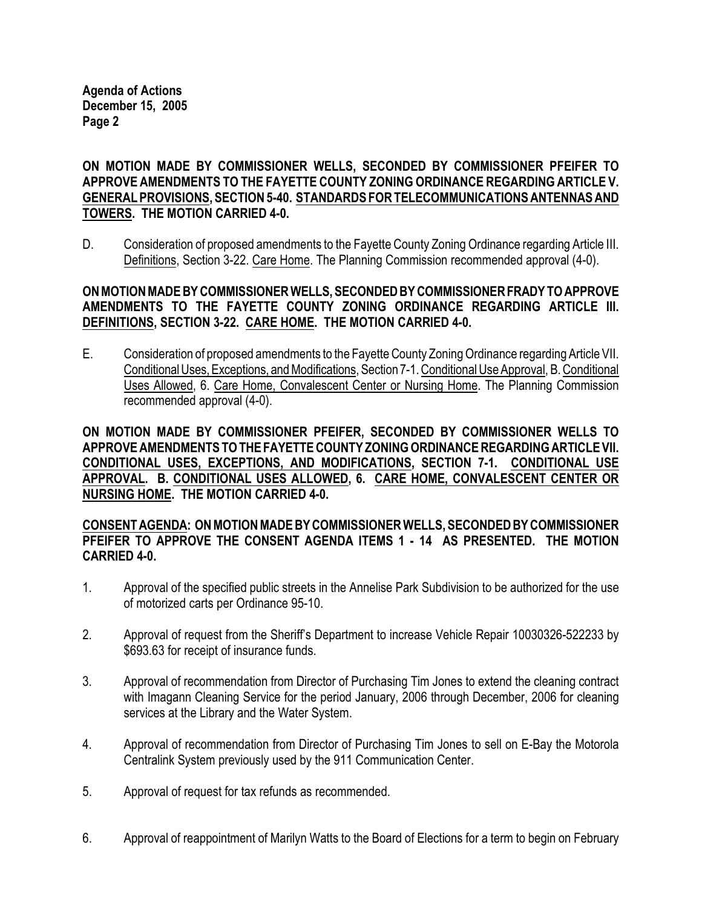**ON MOTION MADE BY COMMISSIONER WELLS, SECONDED BY COMMISSIONER PFEIFER TO APPROVE AMENDMENTS TO THE FAYETTE COUNTY ZONING ORDINANCE REGARDING ARTICLE V. <u>GENERAL PROVISIONS</u>, SECTION 5-40. <u>STANDARDS FOR TELECOMMUNICATIONS ANTENNAS AND TOWERS</u>. THE MOTION CARRIED 4-0.**

D. Consideration of proposed amendments to the Fayette County Zoning Ordinance regarding Article III. <u>Definitions</u>, Section 3-22. <u>Care Home</u>. The Planning Commission recommended approval (4-0).

**ON MOTION MADE BY COMMISSIONER WELLS, SECONDED BY COMMISSIONER FRADY TO APPROVE AMENDMENTS TO THE FAYETTE COUNTY ZONING ORDINANCE REGARDING ARTICLE III. <u>DEFINITIONS</u>, SECTION 3-22. <u>CARE HOME</u>. THE MOTION CARRIED 4-0.**

E. Consideration of proposed amendments to the Fayette County Zoning Ordinance regarding Article VII. <u>Conditional Uses, Exceptions, and Modifications</u>, Section 7-1. <u>Conditional Use Approval</u>, B. <u>Conditional Uses Allowed</u>, 6. <u>Care Home, Convalescent Center or Nursing Home</u>. The Planning Commission recommended approval (4-0).

**ON MOTION MADE BY COMMISSIONER PFEIFER, SECONDED BY COMMISSIONER WELLS TO APPROVE AMENDMENTS TO THE FAYETTE COUNTY ZONING ORDINANCE REGARDING ARTICLE VII. <u>CONDITIONAL USES, EXCEPTIONS, AND MODIFICATIONS</u>, SECTION 7-1. <u>CONDITIONAL USE APPROVAL</u>. B. <u>CONDITIONAL USES ALLOWED</u>, 6. <u>CARE HOME, CONVALESCENT CENTER OR NURSING HOME</u>. THE MOTION CARRIED 4-0.**

**<u>CONSENT AGENDA</u>: ON MOTION MADE BY COMMISSIONER WELLS, SECONDED BY COMMISSIONER PFEIFER TO APPROVE THE CONSENT AGENDA ITEMS 1 - 14 AS PRESENTED. THE MOTION CARRIED 4-0.**

1. Approval of the specified public streets in the Annelise Park Subdivision to be authorized for the use of motorized carts per Ordinance 95-10.

2. Approval of request from the Sheriff's Department to increase Vehicle Repair 10030326-522233 by $693.63 for receipt of insurance funds.

3. Approval of recommendation from Director of Purchasing Tim Jones to extend the cleaning contract with Imagann Cleaning Service for the period January, 2006 through December, 2006 for cleaning services at the Library and the Water System.

4. Approval of recommendation from Director of Purchasing Tim Jones to sell on E-Bay the Motorola Centralink System previously used by the 911 Communication Center.

5. Approval of request for tax refunds as recommended.

6. Approval of reappointment of Marilyn Watts to the Board of Elections for a term to begin on February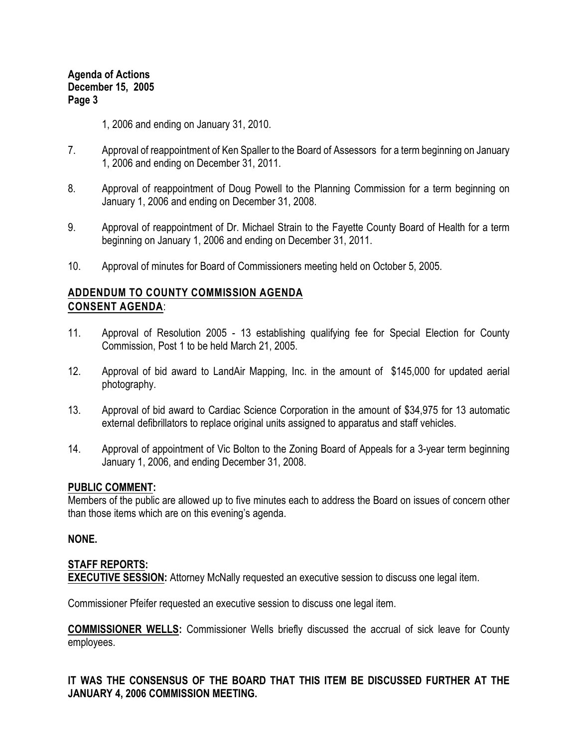1, 2006 and ending on January 31, 2010.

7. Approval of reappointment of Ken Spaller to the Board of Assessors for a term beginning on January 1, 2006 and ending on December 31, 2011.

8. Approval of reappointment of Doug Powell to the Planning Commission for a term beginning on January 1, 2006 and ending on December 31, 2008.

9. Approval of reappointment of Dr. Michael Strain to the Fayette County Board of Health for a term beginning on January 1, 2006 and ending on December 31, 2011.

10. Approval of minutes for Board of Commissioners meeting held on October 5, 2005.

**ADDENDUM TO COUNTY COMMISSION AGENDA**
**CONSENT AGENDA**:

11. Approval of Resolution 2005 - 13 establishing qualifying fee for Special Election for County Commission, Post 1 to be held March 21, 2005.

12. Approval of bid award to LandAir Mapping, Inc. in the amount of $145,000 for updated aerial photography.

13. Approval of bid award to Cardiac Science Corporation in the amount of $34,975 for 13 automatic external defibrillators to replace original units assigned to apparatus and staff vehicles.

14. Approval of appointment of Vic Bolton to the Zoning Board of Appeals for a 3-year term beginning January 1, 2006, and ending December 31, 2008.

**PUBLIC COMMENT:**
Members of the public are allowed up to five minutes each to address the Board on issues of concern other than those items which are on this evening's agenda.

**NONE.**

**STAFF REPORTS:**
**EXECUTIVE SESSION:** Attorney McNally requested an executive session to discuss one legal item.

Commissioner Pfeifer requested an executive session to discuss one legal item.

**COMMISSIONER WELLS:** Commissioner Wells briefly discussed the accrual of sick leave for County employees.

**IT WAS THE CONSENSUS OF THE BOARD THAT THIS ITEM BE DISCUSSED FURTHER AT THE JANUARY 4, 2006 COMMISSION MEETING.**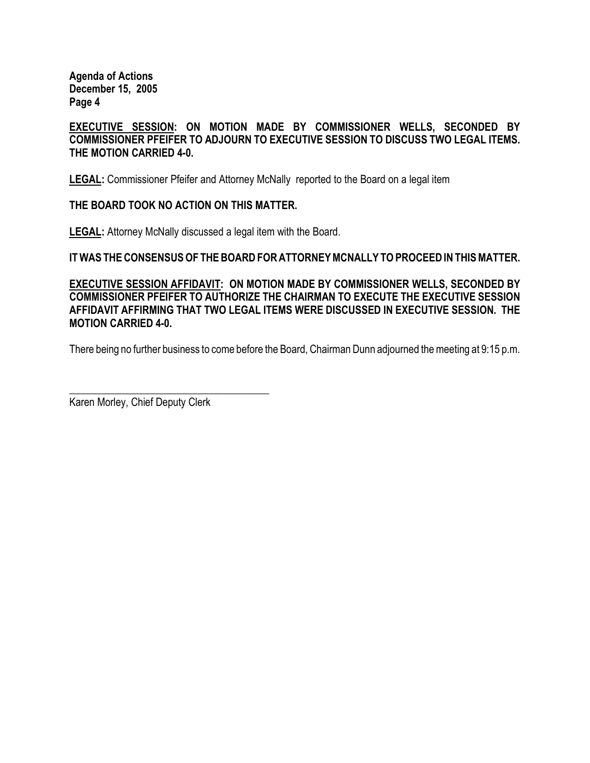**EXECUTIVE SESSION: ON MOTION MADE BY COMMISSIONER WELLS, SECONDED BY COMMISSIONER PFEIFER TO ADJOURN TO EXECUTIVE SESSION TO DISCUSS TWO LEGAL ITEMS. THE MOTION CARRIED 4-0.**

**LEGAL:** Commissioner Pfeifer and Attorney McNally reported to the Board on a legal item

**THE BOARD TOOK NO ACTION ON THIS MATTER.**

**LEGAL:** Attorney McNally discussed a legal item with the Board.

**IT WAS THE CONSENSUS OF THE BOARD FOR ATTORNEY MCNALLY TO PROCEED IN THIS MATTER.**

**EXECUTIVE SESSION AFFIDAVIT: ON MOTION MADE BY COMMISSIONER WELLS, SECONDED BY COMMISSIONER PFEIFER TO AUTHORIZE THE CHAIRMAN TO EXECUTE THE EXECUTIVE SESSION AFFIDAVIT AFFIRMING THAT TWO LEGAL ITEMS WERE DISCUSSED IN EXECUTIVE SESSION. THE MOTION CARRIED 4-0.**

There being no further business to come before the Board, Chairman Dunn adjourned the meeting at 9:15 p.m.

\_\_\_\_\_\_\_\_\_\_\_\_\_\_\_\_\_\_\_\_\_\_\_\_\_\_\_\_\_\_\_\_\_\_\_\_\_\_

Karen Morley, Chief Deputy Clerk